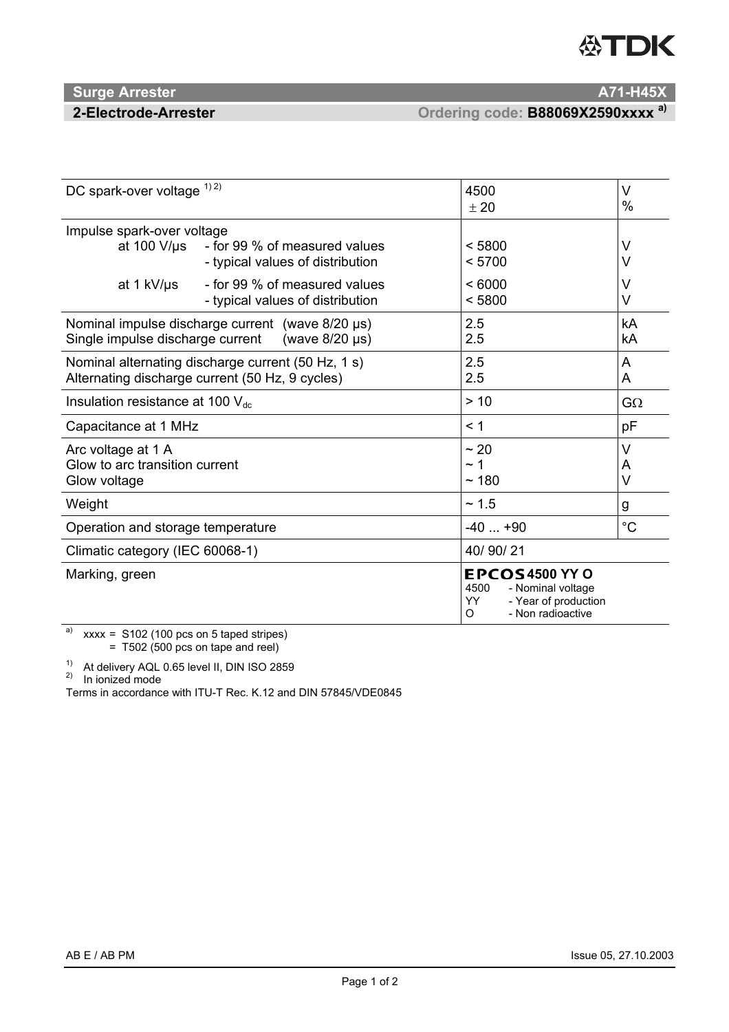# Surge Arrester — A71-H45X

## 2-Electrode-Arrester — Ordering code: **B88069X2590xxxx** [a)]

| Parameter | Value | Unit |
|---|---|---|
| DC spark-over voltage [1) 2)] | 4500<br>± 20 | V<br>% |
| Impulse spark-over voltage<br>at 100 V/µs - for 99 % of measured values<br>- typical values of distribution<br>at 1 kV/µs - for 99 % of measured values<br>- typical values of distribution | <br>< 5800<br>< 5700<br>< 6000<br>< 5800 | <br>V<br>V<br>V<br>V |
| Nominal impulse discharge current (wave 8/20 µs)<br>Single impulse discharge current (wave 8/20 µs) | 2.5<br>2.5 | kA<br>kA |
| Nominal alternating discharge current (50 Hz, 1 s)<br>Alternating discharge current (50 Hz, 9 cycles) | 2.5<br>2.5 | A<br>A |
| Insulation resistance at 100 $V_{dc}$ | > 10 | GΩ |
| Capacitance at 1 MHz | < 1 | pF |
| Arc voltage at 1 A<br>Glow to arc transition current<br>Glow voltage | ~ 20<br>~ 1<br>~ 180 | V<br>A<br>V |
| Weight | ~ 1.5 | g |
| Operation and storage temperature | -40 ... +90 | °C |
| Climatic category (IEC 60068-1) | 40/ 90/ 21 | |
| Marking, green | **EPCOS 4500 YY O**<br>4500 - Nominal voltage<br>YY - Year of production<br>O - Non radioactive | |

[a)] xxxx = S102 (100 pcs on 5 taped stripes)
= T502 (500 pcs on tape and reel)

[1)] At delivery AQL 0.65 level II, DIN ISO 2859
[2)] In ionized mode

Terms in accordance with ITU-T Rec. K.12 and DIN 57845/VDE0845

AB E / AB PM — Issue 05, 27.10.2003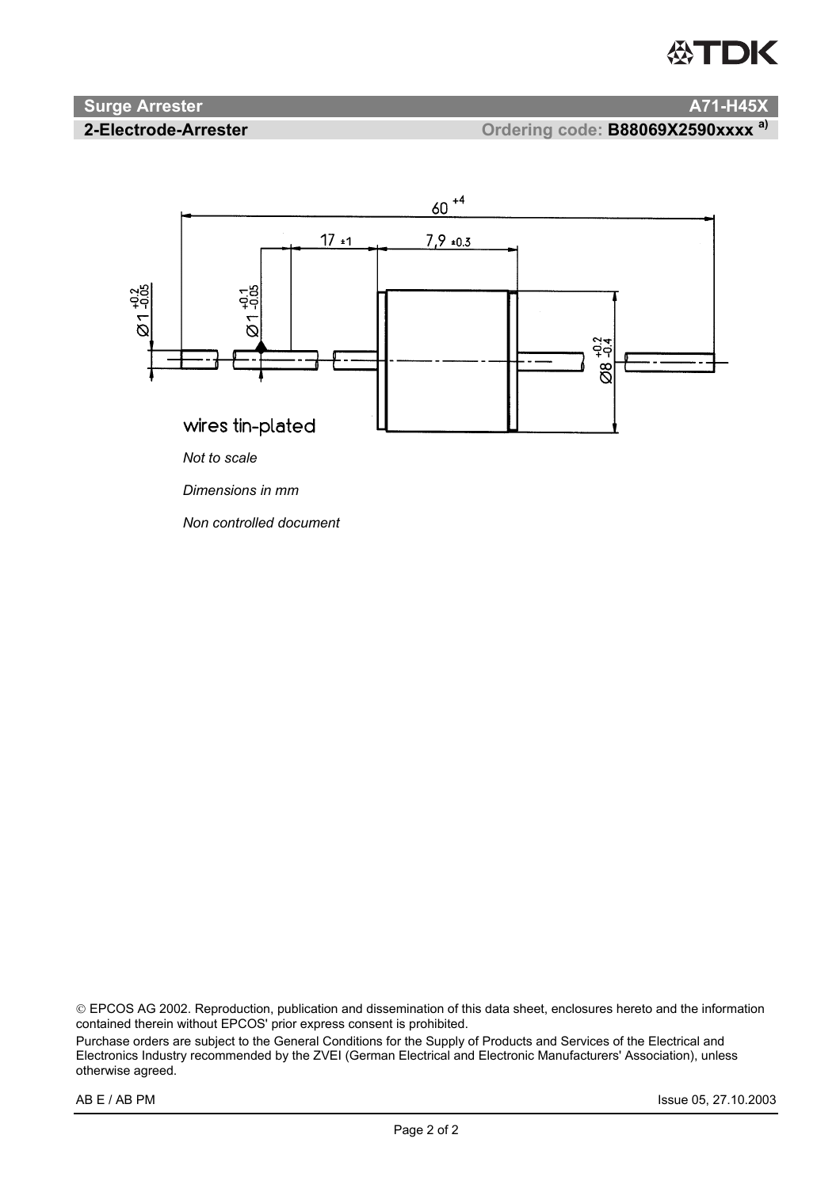## Surge Arrester — A71-H45X

## 2-Electrode-Arrester — Ordering code: **B88069X2590xxxx** [a)]

60 +4

17 ±1

7,9 ±0.3

Ø1 +0.2 -0.05

Ø1 +0.1 -0.05

Ø8 +0.2 -0.4

wires tin-plated

*Not to scale*

*Dimensions in mm*

*Non controlled document*

© EPCOS AG 2002. Reproduction, publication and dissemination of this data sheet, enclosures hereto and the information contained therein without EPCOS' prior express consent is prohibited.

Purchase orders are subject to the General Conditions for the Supply of Products and Services of the Electrical and Electronics Industry recommended by the ZVEI (German Electrical and Electronic Manufacturers' Association), unless otherwise agreed.

AB E / AB PM

Issue 05, 27.10.2003